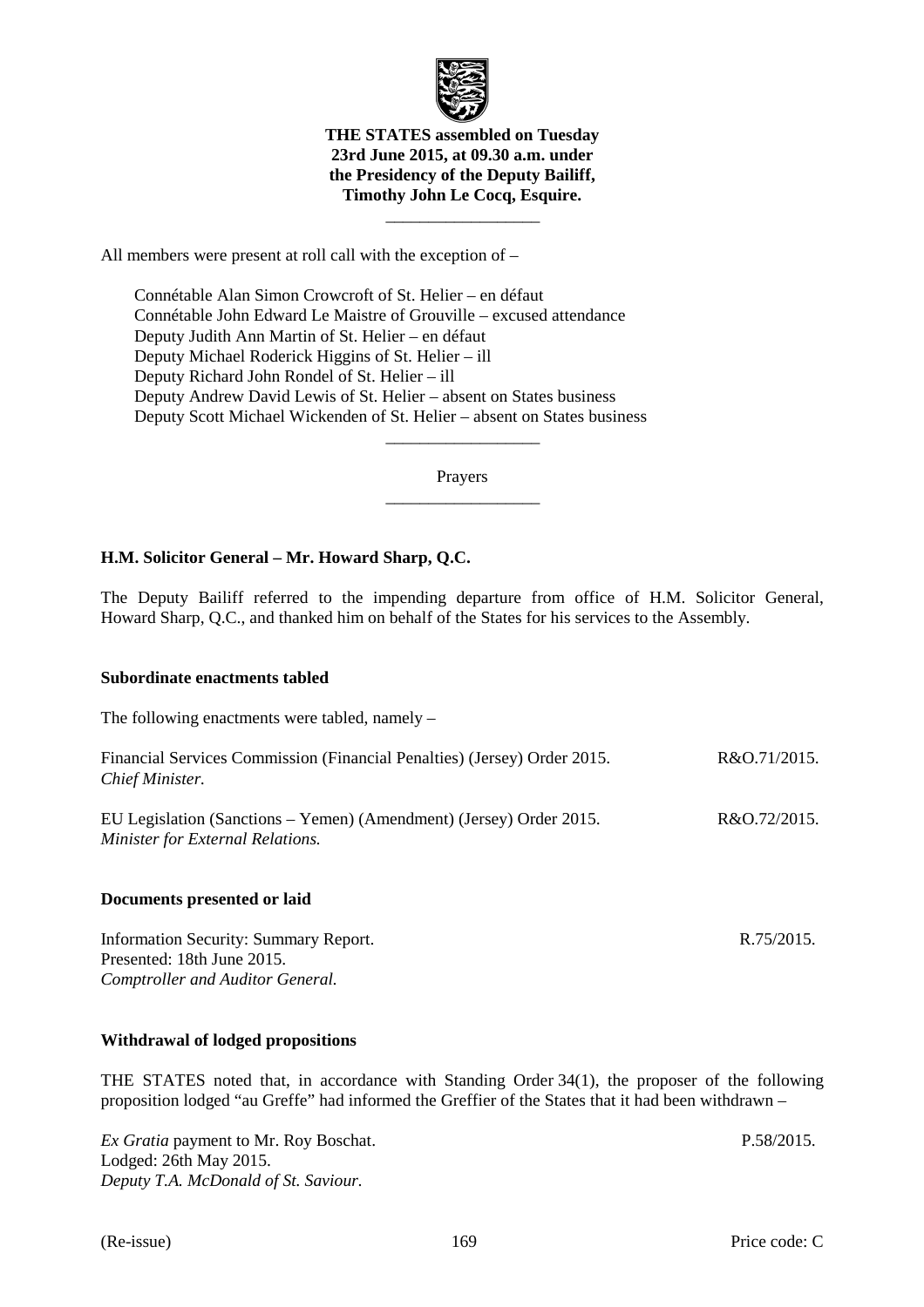**THE STATES assembled on Tuesday 23rd June 2015, at 09.30 a.m. under the Presidency of the Deputy Bailiff, Timothy John Le Cocq, Esquire.**

\_\_\_\_\_\_\_\_\_\_\_\_\_\_\_\_\_\_

All members were present at roll call with the exception of –

Connétable Alan Simon Crowcroft of St. Helier – en défaut
Connétable John Edward Le Maistre of Grouville – excused attendance
Deputy Judith Ann Martin of St. Helier – en défaut
Deputy Michael Roderick Higgins of St. Helier – ill
Deputy Richard John Rondel of St. Helier – ill
Deputy Andrew David Lewis of St. Helier – absent on States business
Deputy Scott Michael Wickenden of St. Helier – absent on States business

\_\_\_\_\_\_\_\_\_\_\_\_\_\_\_\_\_\_

Prayers

\_\_\_\_\_\_\_\_\_\_\_\_\_\_\_\_\_\_

**H.M. Solicitor General – Mr. Howard Sharp, Q.C.**

The Deputy Bailiff referred to the impending departure from office of H.M. Solicitor General, Howard Sharp, Q.C., and thanked him on behalf of the States for his services to the Assembly.

**Subordinate enactments tabled**

The following enactments were tabled, namely –

Financial Services Commission (Financial Penalties) (Jersey) Order 2015. R&O.71/2015.
*Chief Minister.*

EU Legislation (Sanctions – Yemen) (Amendment) (Jersey) Order 2015. R&O.72/2015.
*Minister for External Relations.*

**Documents presented or laid**

Information Security: Summary Report. R.75/2015.
Presented: 18th June 2015.
*Comptroller and Auditor General.*

**Withdrawal of lodged propositions**

THE STATES noted that, in accordance with Standing Order 34(1), the proposer of the following proposition lodged "au Greffe" had informed the Greffier of the States that it had been withdrawn –

*Ex Gratia* payment to Mr. Roy Boschat. P.58/2015.
Lodged: 26th May 2015.
*Deputy T.A. McDonald of St. Saviour.*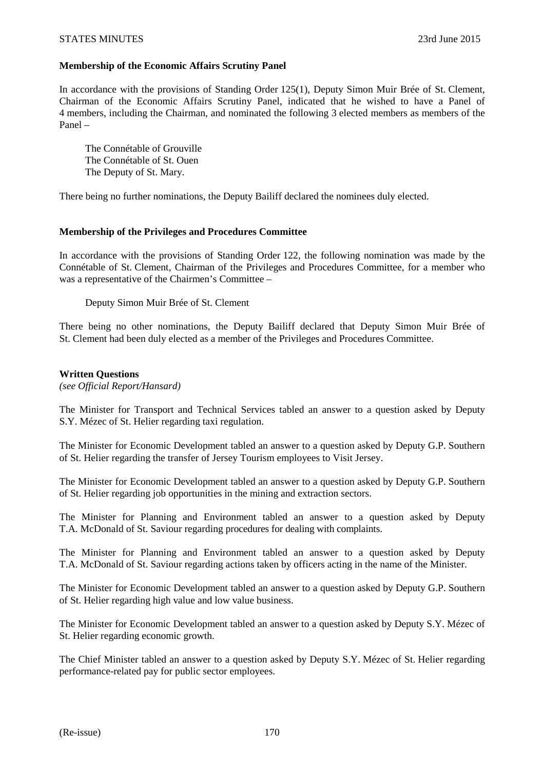**Membership of the Economic Affairs Scrutiny Panel**

In accordance with the provisions of Standing Order 125(1), Deputy Simon Muir Brée of St. Clement, Chairman of the Economic Affairs Scrutiny Panel, indicated that he wished to have a Panel of 4 members, including the Chairman, and nominated the following 3 elected members as members of the Panel –

The Connétable of Grouville
The Connétable of St. Ouen
The Deputy of St. Mary.

There being no further nominations, the Deputy Bailiff declared the nominees duly elected.

**Membership of the Privileges and Procedures Committee**

In accordance with the provisions of Standing Order 122, the following nomination was made by the Connétable of St. Clement, Chairman of the Privileges and Procedures Committee, for a member who was a representative of the Chairmen's Committee –

Deputy Simon Muir Brée of St. Clement

There being no other nominations, the Deputy Bailiff declared that Deputy Simon Muir Brée of St. Clement had been duly elected as a member of the Privileges and Procedures Committee.

**Written Questions**
*(see Official Report/Hansard)*

The Minister for Transport and Technical Services tabled an answer to a question asked by Deputy S.Y. Mézec of St. Helier regarding taxi regulation.

The Minister for Economic Development tabled an answer to a question asked by Deputy G.P. Southern of St. Helier regarding the transfer of Jersey Tourism employees to Visit Jersey.

The Minister for Economic Development tabled an answer to a question asked by Deputy G.P. Southern of St. Helier regarding job opportunities in the mining and extraction sectors.

The Minister for Planning and Environment tabled an answer to a question asked by Deputy T.A. McDonald of St. Saviour regarding procedures for dealing with complaints.

The Minister for Planning and Environment tabled an answer to a question asked by Deputy T.A. McDonald of St. Saviour regarding actions taken by officers acting in the name of the Minister.

The Minister for Economic Development tabled an answer to a question asked by Deputy G.P. Southern of St. Helier regarding high value and low value business.

The Minister for Economic Development tabled an answer to a question asked by Deputy S.Y. Mézec of St. Helier regarding economic growth.

The Chief Minister tabled an answer to a question asked by Deputy S.Y. Mézec of St. Helier regarding performance-related pay for public sector employees.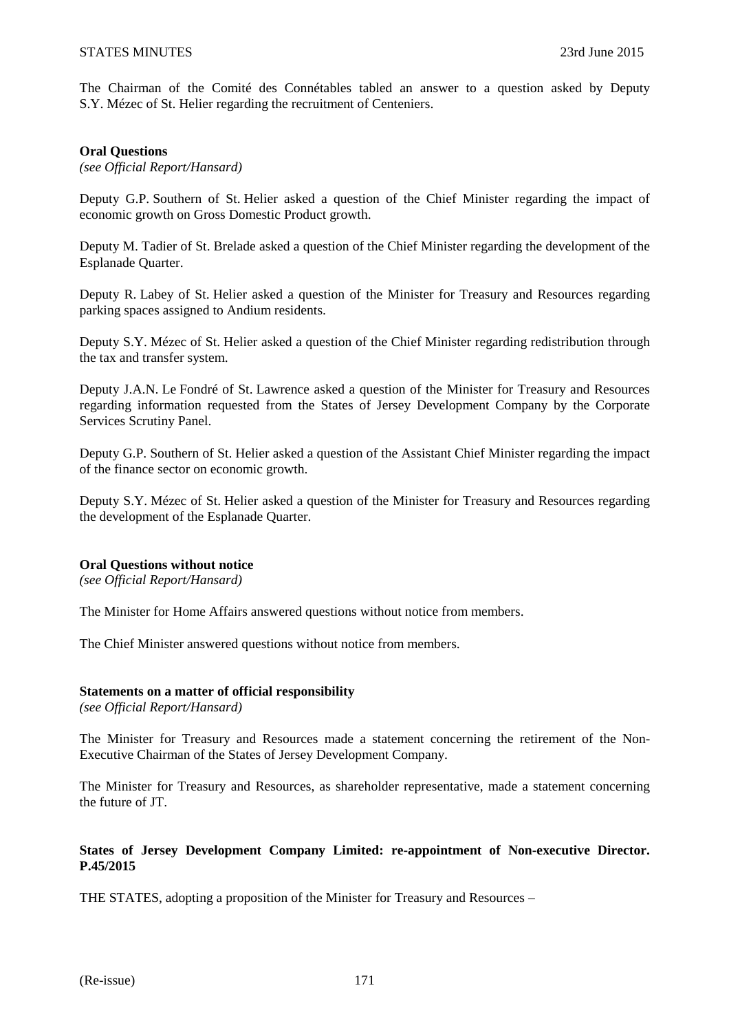The Chairman of the Comité des Connétables tabled an answer to a question asked by Deputy S.Y. Mézec of St. Helier regarding the recruitment of Centeniers.

**Oral Questions**
*(see Official Report/Hansard)*

Deputy G.P. Southern of St. Helier asked a question of the Chief Minister regarding the impact of economic growth on Gross Domestic Product growth.

Deputy M. Tadier of St. Brelade asked a question of the Chief Minister regarding the development of the Esplanade Quarter.

Deputy R. Labey of St. Helier asked a question of the Minister for Treasury and Resources regarding parking spaces assigned to Andium residents.

Deputy S.Y. Mézec of St. Helier asked a question of the Chief Minister regarding redistribution through the tax and transfer system.

Deputy J.A.N. Le Fondré of St. Lawrence asked a question of the Minister for Treasury and Resources regarding information requested from the States of Jersey Development Company by the Corporate Services Scrutiny Panel.

Deputy G.P. Southern of St. Helier asked a question of the Assistant Chief Minister regarding the impact of the finance sector on economic growth.

Deputy S.Y. Mézec of St. Helier asked a question of the Minister for Treasury and Resources regarding the development of the Esplanade Quarter.

**Oral Questions without notice**
*(see Official Report/Hansard)*

The Minister for Home Affairs answered questions without notice from members.

The Chief Minister answered questions without notice from members.

**Statements on a matter of official responsibility**
*(see Official Report/Hansard)*

The Minister for Treasury and Resources made a statement concerning the retirement of the Non-Executive Chairman of the States of Jersey Development Company.

The Minister for Treasury and Resources, as shareholder representative, made a statement concerning the future of JT.

**States of Jersey Development Company Limited: re-appointment of Non-executive Director. P.45/2015**

THE STATES, adopting a proposition of the Minister for Treasury and Resources –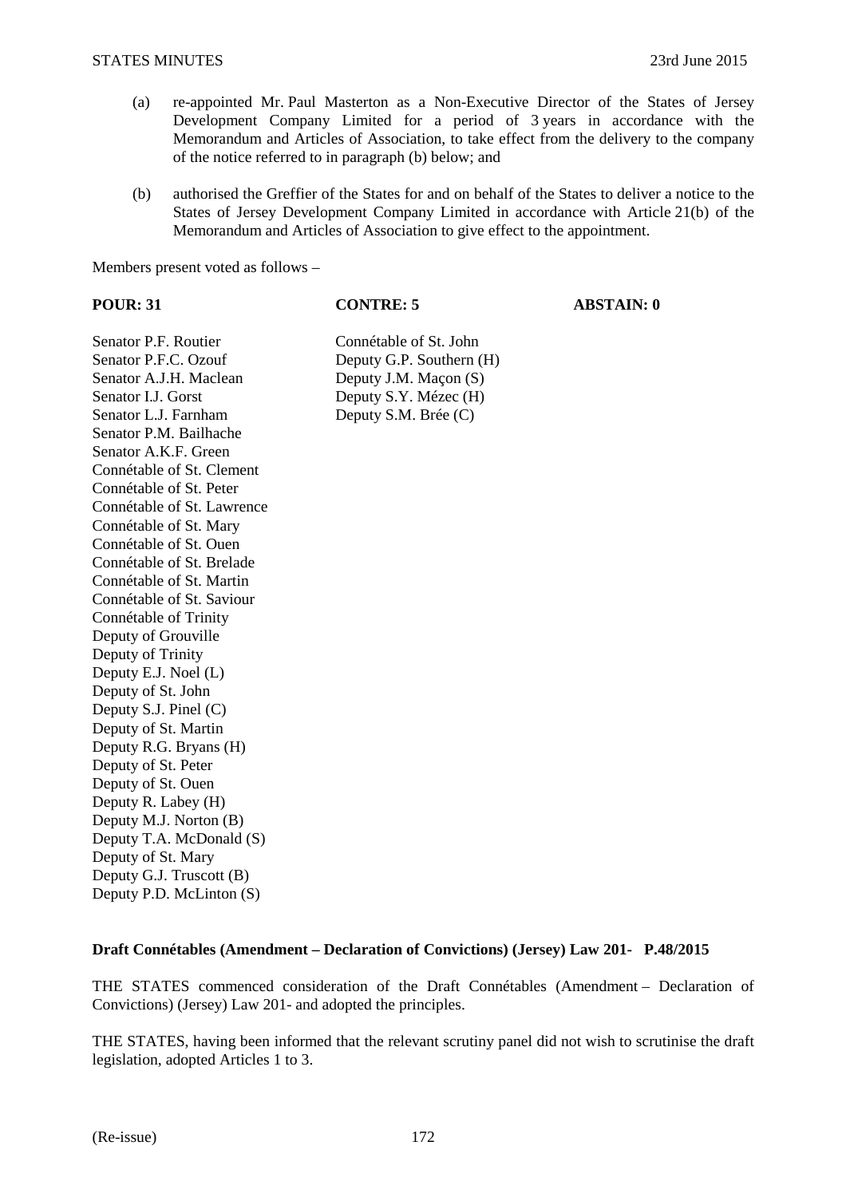(a) re-appointed Mr. Paul Masterton as a Non-Executive Director of the States of Jersey Development Company Limited for a period of 3 years in accordance with the Memorandum and Articles of Association, to take effect from the delivery to the company of the notice referred to in paragraph (b) below; and

(b) authorised the Greffier of the States for and on behalf of the States to deliver a notice to the States of Jersey Development Company Limited in accordance with Article 21(b) of the Memorandum and Articles of Association to give effect to the appointment.

Members present voted as follows –

| **POUR: 31** | **CONTRE: 5** | **ABSTAIN: 0** |
|---|---|---|
| Senator P.F. Routier | Connétable of St. John | |
| Senator P.F.C. Ozouf | Deputy G.P. Southern (H) | |
| Senator A.J.H. Maclean | Deputy J.M. Maçon (S) | |
| Senator I.J. Gorst | Deputy S.Y. Mézec (H) | |
| Senator L.J. Farnham | Deputy S.M. Brée (C) | |
| Senator P.M. Bailhache | | |
| Senator A.K.F. Green | | |
| Connétable of St. Clement | | |
| Connétable of St. Peter | | |
| Connétable of St. Lawrence | | |
| Connétable of St. Mary | | |
| Connétable of St. Ouen | | |
| Connétable of St. Brelade | | |
| Connétable of St. Martin | | |
| Connétable of St. Saviour | | |
| Connétable of Trinity | | |
| Deputy of Grouville | | |
| Deputy of Trinity | | |
| Deputy E.J. Noel (L) | | |
| Deputy of St. John | | |
| Deputy S.J. Pinel (C) | | |
| Deputy of St. Martin | | |
| Deputy R.G. Bryans (H) | | |
| Deputy of St. Peter | | |
| Deputy of St. Ouen | | |
| Deputy R. Labey (H) | | |
| Deputy M.J. Norton (B) | | |
| Deputy T.A. McDonald (S) | | |
| Deputy of St. Mary | | |
| Deputy G.J. Truscott (B) | | |
| Deputy P.D. McLinton (S) | | |

**Draft Connétables (Amendment – Declaration of Convictions) (Jersey) Law 201- P.48/2015**

THE STATES commenced consideration of the Draft Connétables (Amendment – Declaration of Convictions) (Jersey) Law 201- and adopted the principles.

THE STATES, having been informed that the relevant scrutiny panel did not wish to scrutinise the draft legislation, adopted Articles 1 to 3.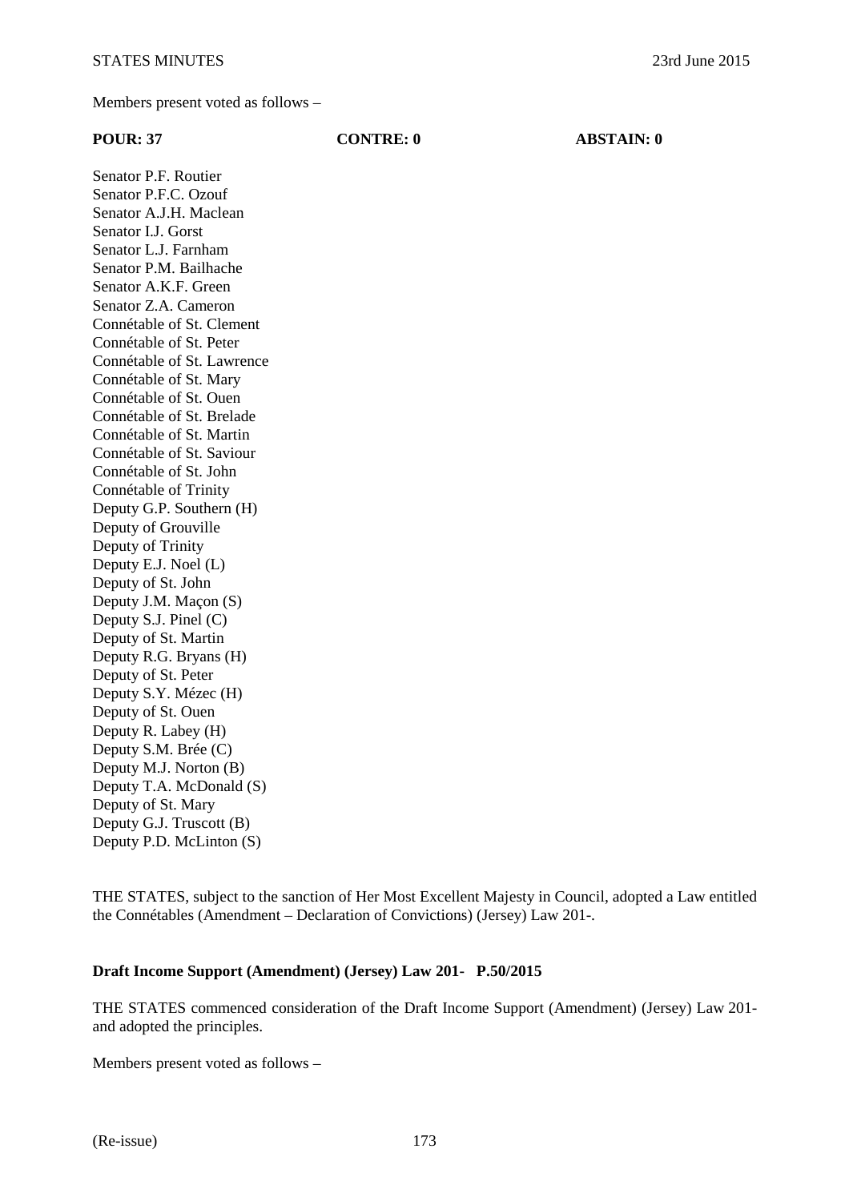Members present voted as follows –

| POUR: 37 | CONTRE: 0 | ABSTAIN: 0 |
|---|---|---|
| Senator P.F. Routier | | |
| Senator P.F.C. Ozouf | | |
| Senator A.J.H. Maclean | | |
| Senator I.J. Gorst | | |
| Senator L.J. Farnham | | |
| Senator P.M. Bailhache | | |
| Senator A.K.F. Green | | |
| Senator Z.A. Cameron | | |
| Connétable of St. Clement | | |
| Connétable of St. Peter | | |
| Connétable of St. Lawrence | | |
| Connétable of St. Mary | | |
| Connétable of St. Ouen | | |
| Connétable of St. Brelade | | |
| Connétable of St. Martin | | |
| Connétable of St. Saviour | | |
| Connétable of St. John | | |
| Connétable of Trinity | | |
| Deputy G.P. Southern (H) | | |
| Deputy of Grouville | | |
| Deputy of Trinity | | |
| Deputy E.J. Noel (L) | | |
| Deputy of St. John | | |
| Deputy J.M. Maçon (S) | | |
| Deputy S.J. Pinel (C) | | |
| Deputy of St. Martin | | |
| Deputy R.G. Bryans (H) | | |
| Deputy of St. Peter | | |
| Deputy S.Y. Mézec (H) | | |
| Deputy of St. Ouen | | |
| Deputy R. Labey (H) | | |
| Deputy S.M. Brée (C) | | |
| Deputy M.J. Norton (B) | | |
| Deputy T.A. McDonald (S) | | |
| Deputy of St. Mary | | |
| Deputy G.J. Truscott (B) | | |
| Deputy P.D. McLinton (S) | | |

THE STATES, subject to the sanction of Her Most Excellent Majesty in Council, adopted a Law entitled the Connétables (Amendment – Declaration of Convictions) (Jersey) Law 201-.

**Draft Income Support (Amendment) (Jersey) Law 201- P.50/2015**

THE STATES commenced consideration of the Draft Income Support (Amendment) (Jersey) Law 201- and adopted the principles.

Members present voted as follows –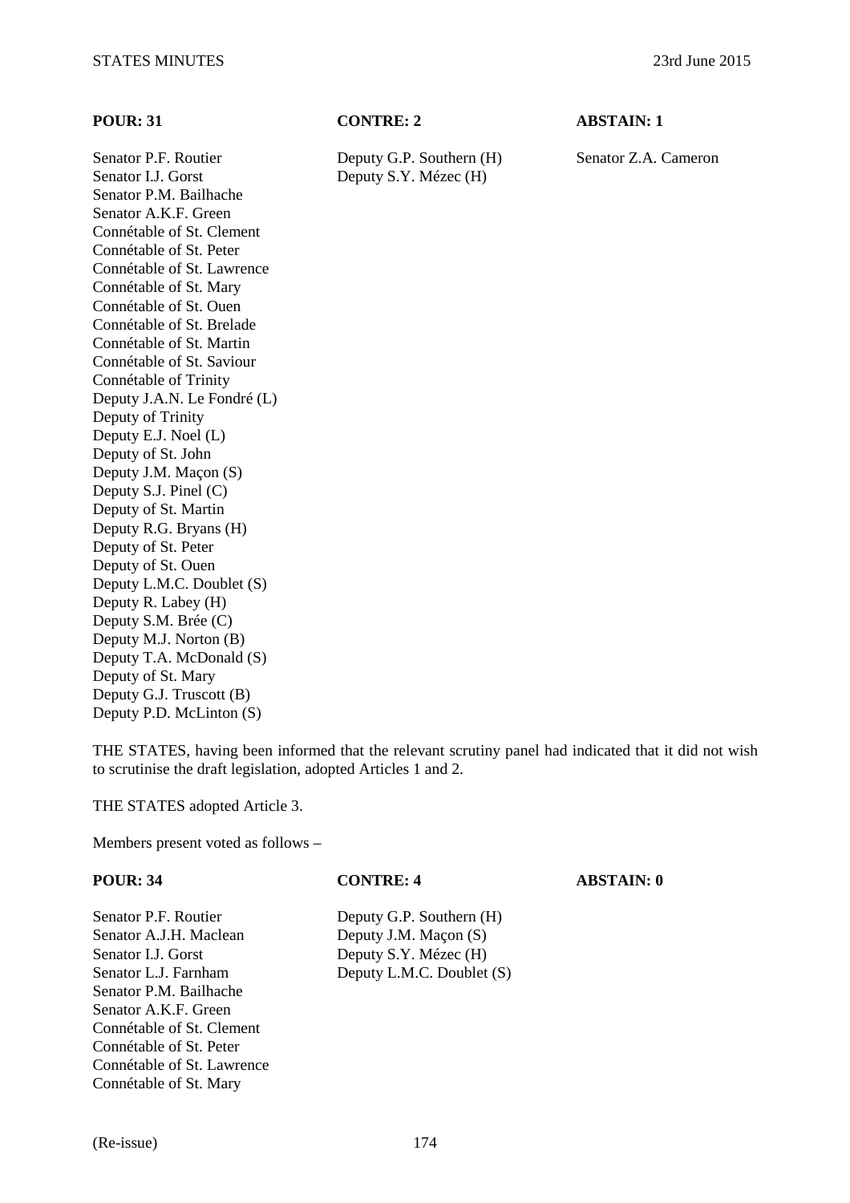| POUR: 31 | CONTRE: 2 | ABSTAIN: 1 |
|---|---|---|
| Senator P.F. Routier | Deputy G.P. Southern (H) | Senator Z.A. Cameron |
| Senator I.J. Gorst | Deputy S.Y. Mézec (H) | |
| Senator P.M. Bailhache | | |
| Senator A.K.F. Green | | |
| Connétable of St. Clement | | |
| Connétable of St. Peter | | |
| Connétable of St. Lawrence | | |
| Connétable of St. Mary | | |
| Connétable of St. Ouen | | |
| Connétable of St. Brelade | | |
| Connétable of St. Martin | | |
| Connétable of St. Saviour | | |
| Connétable of Trinity | | |
| Deputy J.A.N. Le Fondré (L) | | |
| Deputy of Trinity | | |
| Deputy E.J. Noel (L) | | |
| Deputy of St. John | | |
| Deputy J.M. Maçon (S) | | |
| Deputy S.J. Pinel (C) | | |
| Deputy of St. Martin | | |
| Deputy R.G. Bryans (H) | | |
| Deputy of St. Peter | | |
| Deputy of St. Ouen | | |
| Deputy L.M.C. Doublet (S) | | |
| Deputy R. Labey (H) | | |
| Deputy S.M. Brée (C) | | |
| Deputy M.J. Norton (B) | | |
| Deputy T.A. McDonald (S) | | |
| Deputy of St. Mary | | |
| Deputy G.J. Truscott (B) | | |
| Deputy P.D. McLinton (S) | | |

THE STATES, having been informed that the relevant scrutiny panel had indicated that it did not wish to scrutinise the draft legislation, adopted Articles 1 and 2.

THE STATES adopted Article 3.

Members present voted as follows –

| POUR: 34 | CONTRE: 4 | ABSTAIN: 0 |
|---|---|---|
| Senator P.F. Routier | Deputy G.P. Southern (H) | |
| Senator A.J.H. Maclean | Deputy J.M. Maçon (S) | |
| Senator I.J. Gorst | Deputy S.Y. Mézec (H) | |
| Senator L.J. Farnham | Deputy L.M.C. Doublet (S) | |
| Senator P.M. Bailhache | | |
| Senator A.K.F. Green | | |
| Connétable of St. Clement | | |
| Connétable of St. Peter | | |
| Connétable of St. Lawrence | | |
| Connétable of St. Mary | | |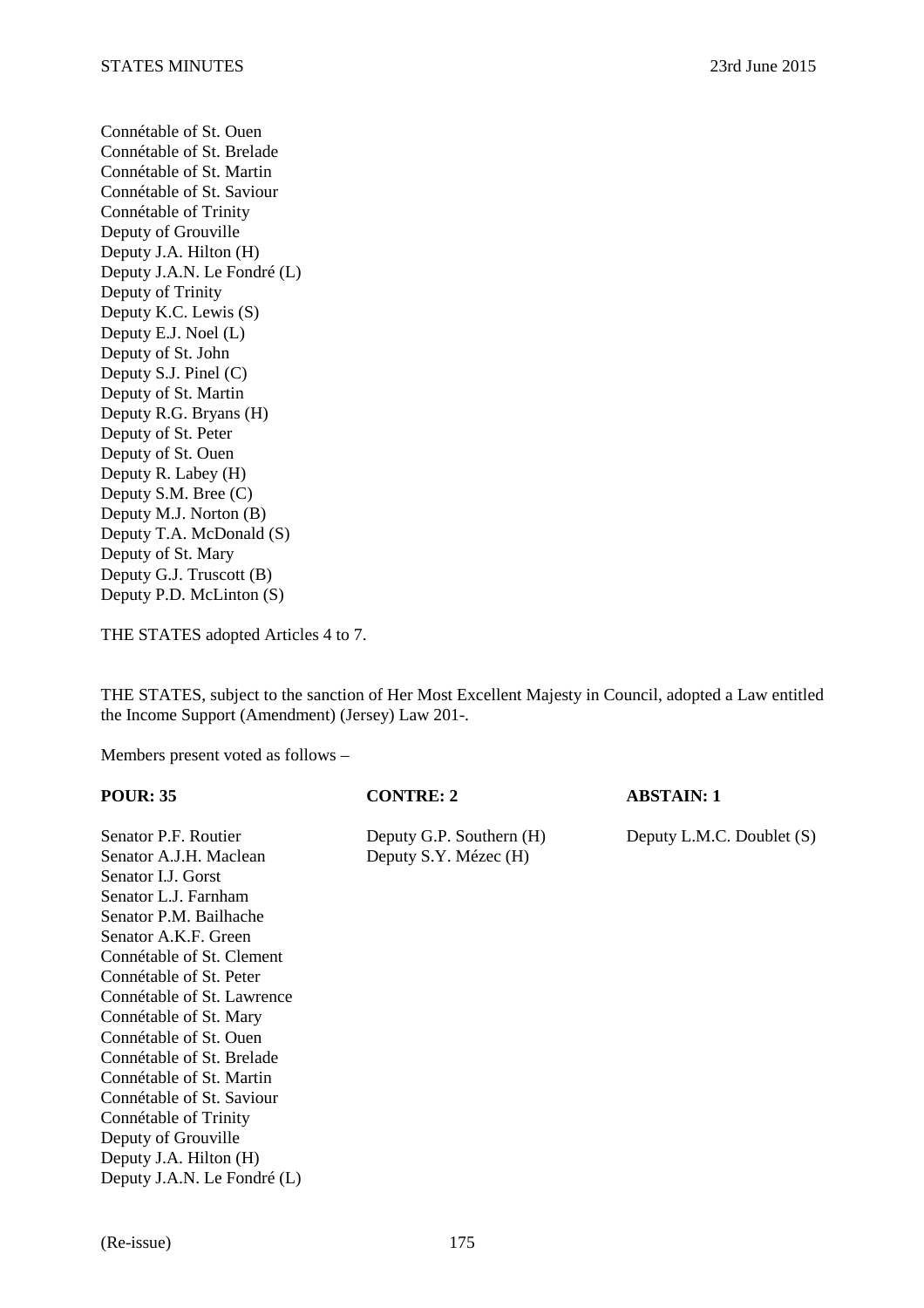Connétable of St. Ouen
Connétable of St. Brelade
Connétable of St. Martin
Connétable of St. Saviour
Connétable of Trinity
Deputy of Grouville
Deputy J.A. Hilton (H)
Deputy J.A.N. Le Fondré (L)
Deputy of Trinity
Deputy K.C. Lewis (S)
Deputy E.J. Noel (L)
Deputy of St. John
Deputy S.J. Pinel (C)
Deputy of St. Martin
Deputy R.G. Bryans (H)
Deputy of St. Peter
Deputy of St. Ouen
Deputy R. Labey (H)
Deputy S.M. Bree (C)
Deputy M.J. Norton (B)
Deputy T.A. McDonald (S)
Deputy of St. Mary
Deputy G.J. Truscott (B)
Deputy P.D. McLinton (S)

THE STATES adopted Articles 4 to 7.

THE STATES, subject to the sanction of Her Most Excellent Majesty in Council, adopted a Law entitled the Income Support (Amendment) (Jersey) Law 201-.

Members present voted as follows –

| POUR: 35 | CONTRE: 2 | ABSTAIN: 1 |
|---|---|---|
| Senator P.F. Routier | Deputy G.P. Southern (H) | Deputy L.M.C. Doublet (S) |
| Senator A.J.H. Maclean | Deputy S.Y. Mézec (H) | |
| Senator I.J. Gorst | | |
| Senator L.J. Farnham | | |
| Senator P.M. Bailhache | | |
| Senator A.K.F. Green | | |
| Connétable of St. Clement | | |
| Connétable of St. Peter | | |
| Connétable of St. Lawrence | | |
| Connétable of St. Mary | | |
| Connétable of St. Ouen | | |
| Connétable of St. Brelade | | |
| Connétable of St. Martin | | |
| Connétable of St. Saviour | | |
| Connétable of Trinity | | |
| Deputy of Grouville | | |
| Deputy J.A. Hilton (H) | | |
| Deputy J.A.N. Le Fondré (L) | | |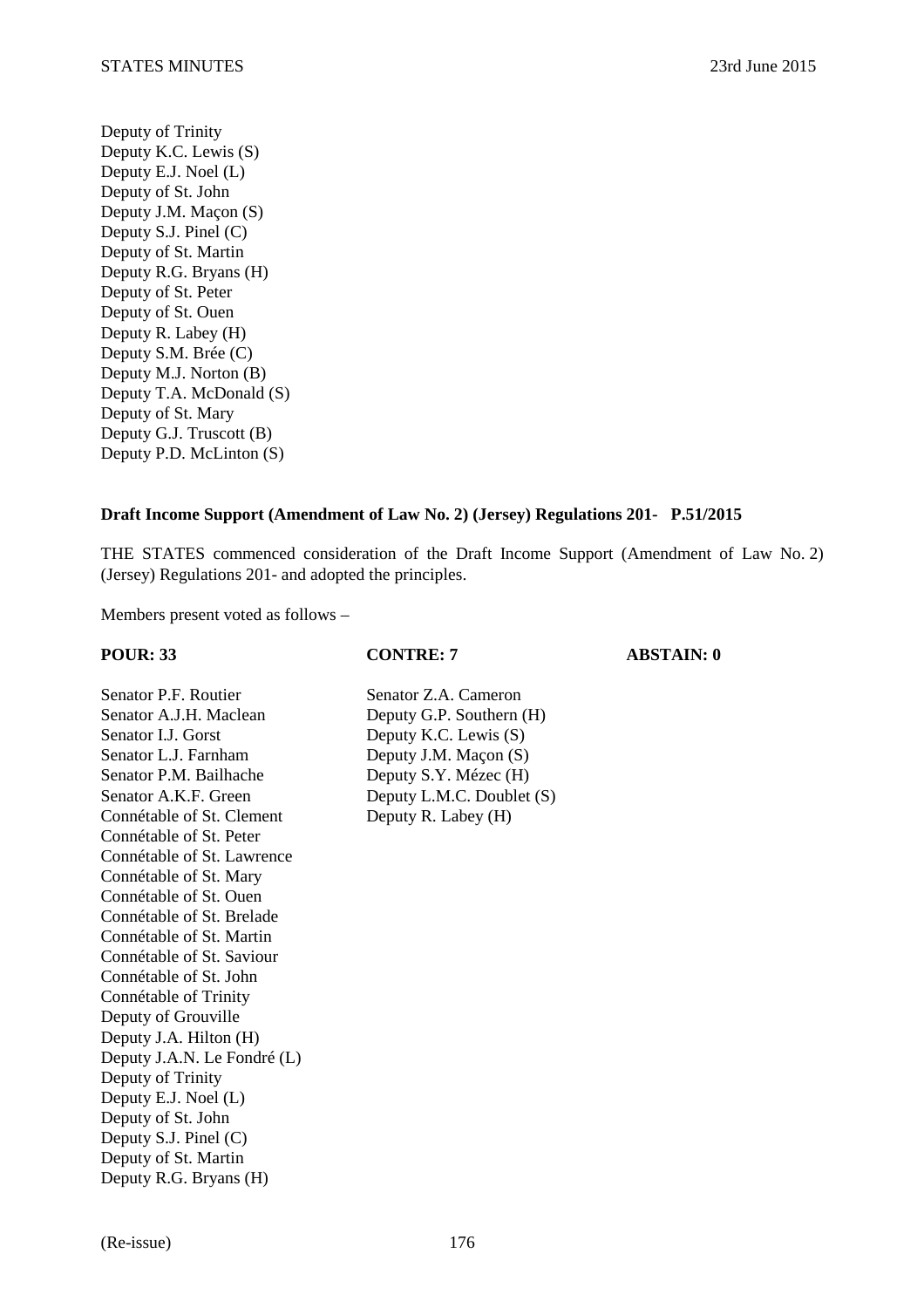Deputy of Trinity
Deputy K.C. Lewis (S)
Deputy E.J. Noel (L)
Deputy of St. John
Deputy J.M. Maçon (S)
Deputy S.J. Pinel (C)
Deputy of St. Martin
Deputy R.G. Bryans (H)
Deputy of St. Peter
Deputy of St. Ouen
Deputy R. Labey (H)
Deputy S.M. Brée (C)
Deputy M.J. Norton (B)
Deputy T.A. McDonald (S)
Deputy of St. Mary
Deputy G.J. Truscott (B)
Deputy P.D. McLinton (S)

**Draft Income Support (Amendment of Law No. 2) (Jersey) Regulations 201- P.51/2015**

THE STATES commenced consideration of the Draft Income Support (Amendment of Law No. 2) (Jersey) Regulations 201- and adopted the principles.

Members present voted as follows –

| POUR: 33 | CONTRE: 7 | ABSTAIN: 0 |
|---|---|---|
| Senator P.F. Routier | Senator Z.A. Cameron | |
| Senator A.J.H. Maclean | Deputy G.P. Southern (H) | |
| Senator I.J. Gorst | Deputy K.C. Lewis (S) | |
| Senator L.J. Farnham | Deputy J.M. Maçon (S) | |
| Senator P.M. Bailhache | Deputy S.Y. Mézec (H) | |
| Senator A.K.F. Green | Deputy L.M.C. Doublet (S) | |
| Connétable of St. Clement | Deputy R. Labey (H) | |
| Connétable of St. Peter | | |
| Connétable of St. Lawrence | | |
| Connétable of St. Mary | | |
| Connétable of St. Ouen | | |
| Connétable of St. Brelade | | |
| Connétable of St. Martin | | |
| Connétable of St. Saviour | | |
| Connétable of St. John | | |
| Connétable of Trinity | | |
| Deputy of Grouville | | |
| Deputy J.A. Hilton (H) | | |
| Deputy J.A.N. Le Fondré (L) | | |
| Deputy of Trinity | | |
| Deputy E.J. Noel (L) | | |
| Deputy of St. John | | |
| Deputy S.J. Pinel (C) | | |
| Deputy of St. Martin | | |
| Deputy R.G. Bryans (H) | | |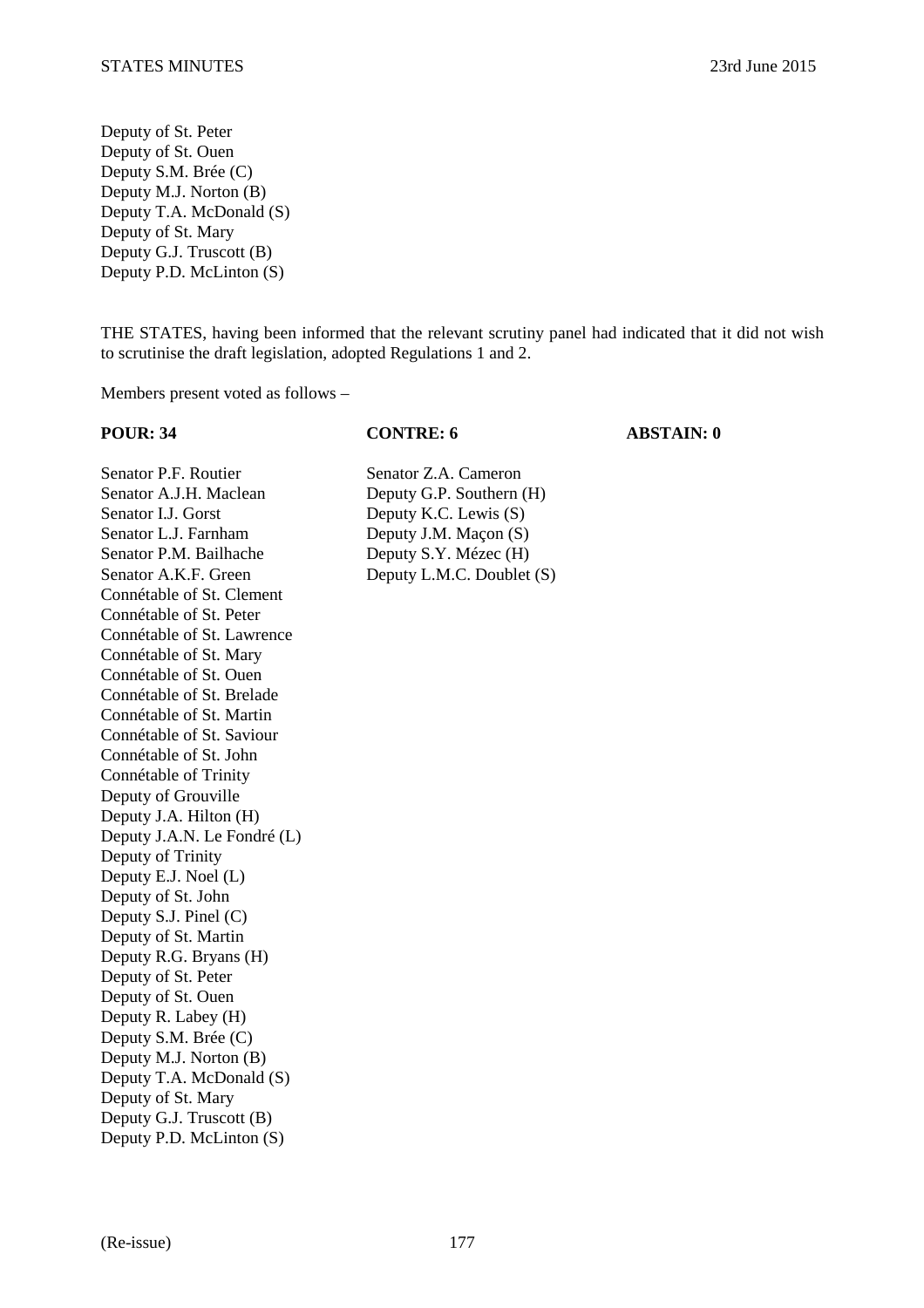Deputy of St. Peter
Deputy of St. Ouen
Deputy S.M. Brée (C)
Deputy M.J. Norton (B)
Deputy T.A. McDonald (S)
Deputy of St. Mary
Deputy G.J. Truscott (B)
Deputy P.D. McLinton (S)

THE STATES, having been informed that the relevant scrutiny panel had indicated that it did not wish to scrutinise the draft legislation, adopted Regulations 1 and 2.

Members present voted as follows –

| **POUR: 34** | **CONTRE: 6** | **ABSTAIN: 0** |
|---|---|---|
| Senator P.F. Routier | Senator Z.A. Cameron | |
| Senator A.J.H. Maclean | Deputy G.P. Southern (H) | |
| Senator I.J. Gorst | Deputy K.C. Lewis (S) | |
| Senator L.J. Farnham | Deputy J.M. Maçon (S) | |
| Senator P.M. Bailhache | Deputy S.Y. Mézec (H) | |
| Senator A.K.F. Green | Deputy L.M.C. Doublet (S) | |
| Connétable of St. Clement | | |
| Connétable of St. Peter | | |
| Connétable of St. Lawrence | | |
| Connétable of St. Mary | | |
| Connétable of St. Ouen | | |
| Connétable of St. Brelade | | |
| Connétable of St. Martin | | |
| Connétable of St. Saviour | | |
| Connétable of St. John | | |
| Connétable of Trinity | | |
| Deputy of Grouville | | |
| Deputy J.A. Hilton (H) | | |
| Deputy J.A.N. Le Fondré (L) | | |
| Deputy of Trinity | | |
| Deputy E.J. Noel (L) | | |
| Deputy of St. John | | |
| Deputy S.J. Pinel (C) | | |
| Deputy of St. Martin | | |
| Deputy R.G. Bryans (H) | | |
| Deputy of St. Peter | | |
| Deputy of St. Ouen | | |
| Deputy R. Labey (H) | | |
| Deputy S.M. Brée (C) | | |
| Deputy M.J. Norton (B) | | |
| Deputy T.A. McDonald (S) | | |
| Deputy of St. Mary | | |
| Deputy G.J. Truscott (B) | | |
| Deputy P.D. McLinton (S) | | |

(Re-issue)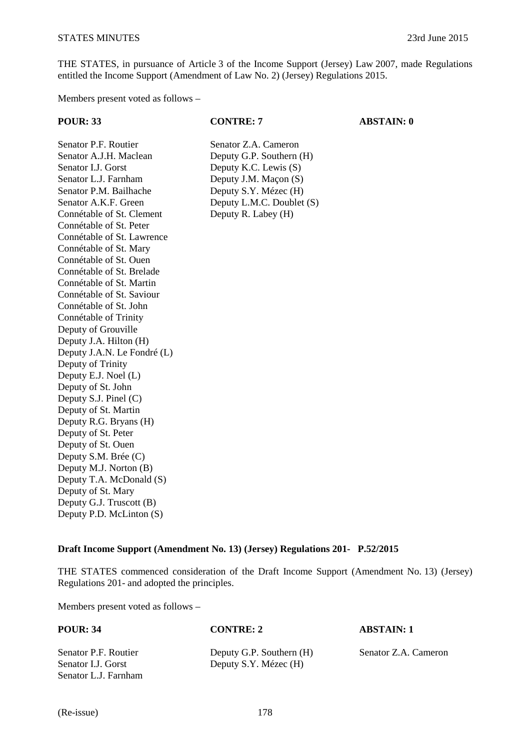THE STATES, in pursuance of Article 3 of the Income Support (Jersey) Law 2007, made Regulations entitled the Income Support (Amendment of Law No. 2) (Jersey) Regulations 2015.

Members present voted as follows –

| POUR: 33 | CONTRE: 7 | ABSTAIN: 0 |
|---|---|---|
| Senator P.F. Routier | Senator Z.A. Cameron | |
| Senator A.J.H. Maclean | Deputy G.P. Southern (H) | |
| Senator I.J. Gorst | Deputy K.C. Lewis (S) | |
| Senator L.J. Farnham | Deputy J.M. Maçon (S) | |
| Senator P.M. Bailhache | Deputy S.Y. Mézec (H) | |
| Senator A.K.F. Green | Deputy L.M.C. Doublet (S) | |
| Connétable of St. Clement | Deputy R. Labey (H) | |
| Connétable of St. Peter | | |
| Connétable of St. Lawrence | | |
| Connétable of St. Mary | | |
| Connétable of St. Ouen | | |
| Connétable of St. Brelade | | |
| Connétable of St. Martin | | |
| Connétable of St. Saviour | | |
| Connétable of St. John | | |
| Connétable of Trinity | | |
| Deputy of Grouville | | |
| Deputy J.A. Hilton (H) | | |
| Deputy J.A.N. Le Fondré (L) | | |
| Deputy of Trinity | | |
| Deputy E.J. Noel (L) | | |
| Deputy of St. John | | |
| Deputy S.J. Pinel (C) | | |
| Deputy of St. Martin | | |
| Deputy R.G. Bryans (H) | | |
| Deputy of St. Peter | | |
| Deputy of St. Ouen | | |
| Deputy S.M. Brée (C) | | |
| Deputy M.J. Norton (B) | | |
| Deputy T.A. McDonald (S) | | |
| Deputy of St. Mary | | |
| Deputy G.J. Truscott (B) | | |
| Deputy P.D. McLinton (S) | | |

**Draft Income Support (Amendment No. 13) (Jersey) Regulations 201- P.52/2015**

THE STATES commenced consideration of the Draft Income Support (Amendment No. 13) (Jersey) Regulations 201- and adopted the principles.

Members present voted as follows –

| POUR: 34 | CONTRE: 2 | ABSTAIN: 1 |
|---|---|---|
| Senator P.F. Routier | Deputy G.P. Southern (H) | Senator Z.A. Cameron |
| Senator I.J. Gorst | Deputy S.Y. Mézec (H) | |
| Senator L.J. Farnham | | |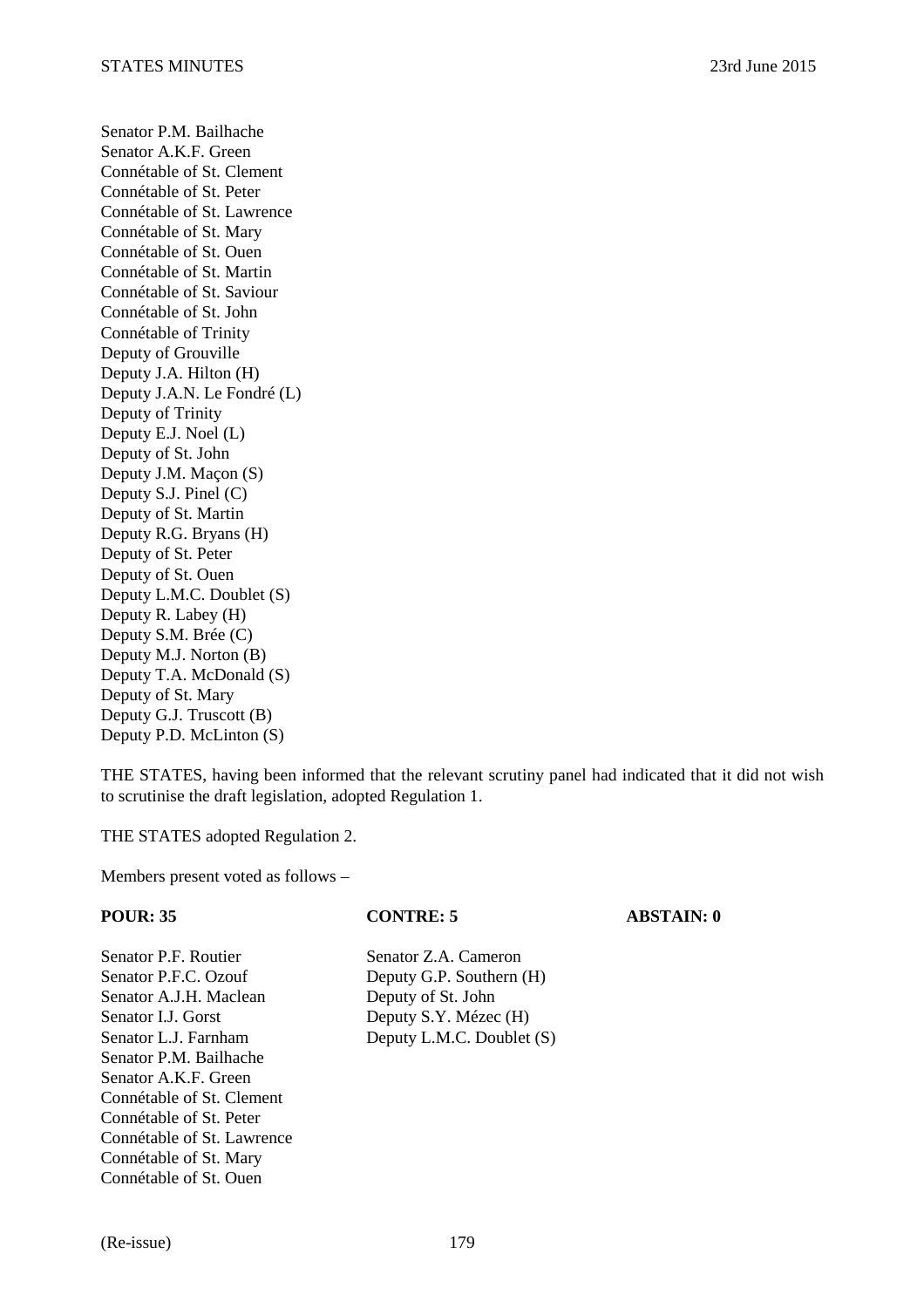Senator P.M. Bailhache
Senator A.K.F. Green
Connétable of St. Clement
Connétable of St. Peter
Connétable of St. Lawrence
Connétable of St. Mary
Connétable of St. Ouen
Connétable of St. Martin
Connétable of St. Saviour
Connétable of St. John
Connétable of Trinity
Deputy of Grouville
Deputy J.A. Hilton (H)
Deputy J.A.N. Le Fondré (L)
Deputy of Trinity
Deputy E.J. Noel (L)
Deputy of St. John
Deputy J.M. Maçon (S)
Deputy S.J. Pinel (C)
Deputy of St. Martin
Deputy R.G. Bryans (H)
Deputy of St. Peter
Deputy of St. Ouen
Deputy L.M.C. Doublet (S)
Deputy R. Labey (H)
Deputy S.M. Brée (C)
Deputy M.J. Norton (B)
Deputy T.A. McDonald (S)
Deputy of St. Mary
Deputy G.J. Truscott (B)
Deputy P.D. McLinton (S)

THE STATES, having been informed that the relevant scrutiny panel had indicated that it did not wish to scrutinise the draft legislation, adopted Regulation 1.

THE STATES adopted Regulation 2.

Members present voted as follows –

| POUR: 35 | CONTRE: 5 | ABSTAIN: 0 |
|---|---|---|
| Senator P.F. Routier | Senator Z.A. Cameron | |
| Senator P.F.C. Ozouf | Deputy G.P. Southern (H) | |
| Senator A.J.H. Maclean | Deputy of St. John | |
| Senator I.J. Gorst | Deputy S.Y. Mézec (H) | |
| Senator L.J. Farnham | Deputy L.M.C. Doublet (S) | |
| Senator P.M. Bailhache | | |
| Senator A.K.F. Green | | |
| Connétable of St. Clement | | |
| Connétable of St. Peter | | |
| Connétable of St. Lawrence | | |
| Connétable of St. Mary | | |
| Connétable of St. Ouen | | |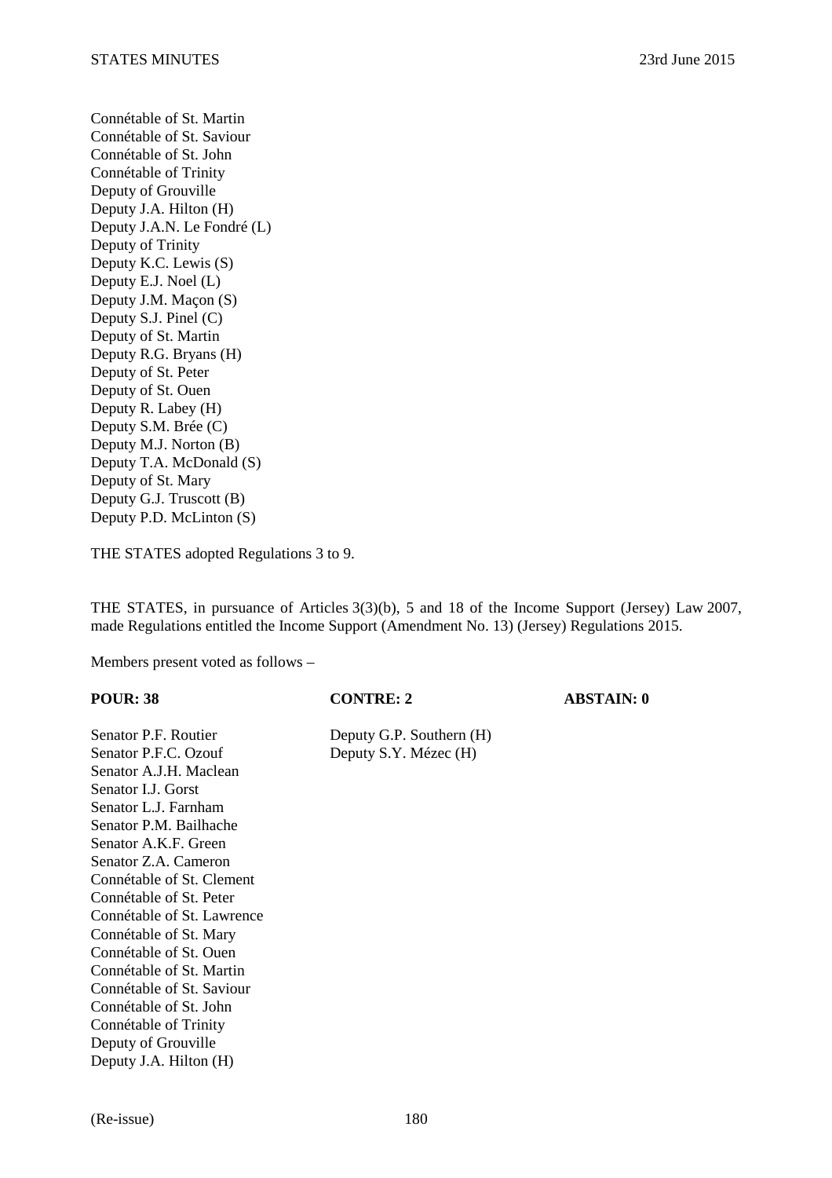Connétable of St. Martin
Connétable of St. Saviour
Connétable of St. John
Connétable of Trinity
Deputy of Grouville
Deputy J.A. Hilton (H)
Deputy J.A.N. Le Fondré (L)
Deputy of Trinity
Deputy K.C. Lewis (S)
Deputy E.J. Noel (L)
Deputy J.M. Maçon (S)
Deputy S.J. Pinel (C)
Deputy of St. Martin
Deputy R.G. Bryans (H)
Deputy of St. Peter
Deputy of St. Ouen
Deputy R. Labey (H)
Deputy S.M. Brée (C)
Deputy M.J. Norton (B)
Deputy T.A. McDonald (S)
Deputy of St. Mary
Deputy G.J. Truscott (B)
Deputy P.D. McLinton (S)

THE STATES adopted Regulations 3 to 9.

THE STATES, in pursuance of Articles 3(3)(b), 5 and 18 of the Income Support (Jersey) Law 2007, made Regulations entitled the Income Support (Amendment No. 13) (Jersey) Regulations 2015.

Members present voted as follows –

| **POUR: 38** | **CONTRE: 2** | **ABSTAIN: 0** |
|---|---|---|
| Senator P.F. Routier | Deputy G.P. Southern (H) | |
| Senator P.F.C. Ozouf | Deputy S.Y. Mézec (H) | |
| Senator A.J.H. Maclean | | |
| Senator I.J. Gorst | | |
| Senator L.J. Farnham | | |
| Senator P.M. Bailhache | | |
| Senator A.K.F. Green | | |
| Senator Z.A. Cameron | | |
| Connétable of St. Clement | | |
| Connétable of St. Peter | | |
| Connétable of St. Lawrence | | |
| Connétable of St. Mary | | |
| Connétable of St. Ouen | | |
| Connétable of St. Martin | | |
| Connétable of St. Saviour | | |
| Connétable of St. John | | |
| Connétable of Trinity | | |
| Deputy of Grouville | | |
| Deputy J.A. Hilton (H) | | |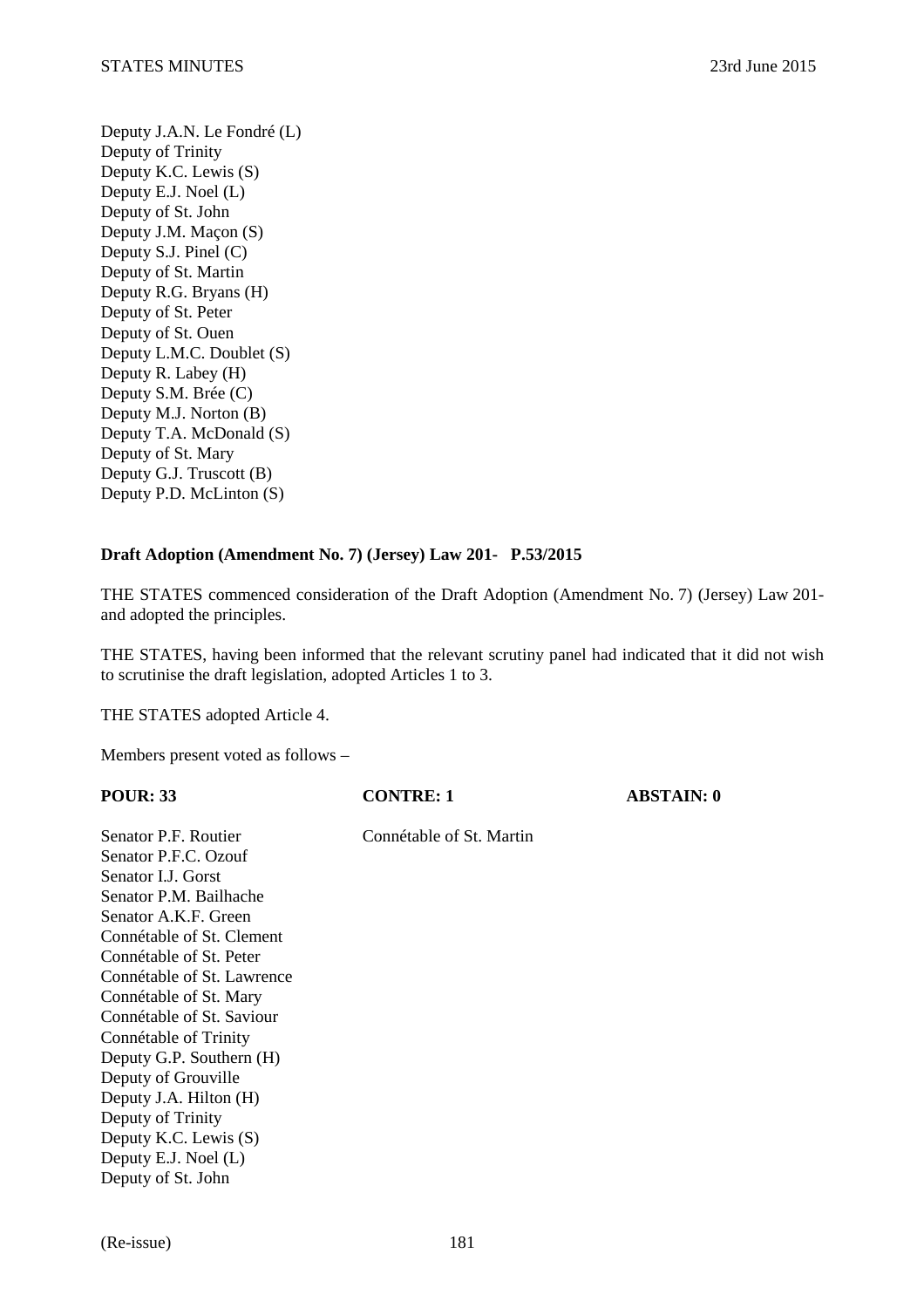Deputy J.A.N. Le Fondré (L)
Deputy of Trinity
Deputy K.C. Lewis (S)
Deputy E.J. Noel (L)
Deputy of St. John
Deputy J.M. Maçon (S)
Deputy S.J. Pinel (C)
Deputy of St. Martin
Deputy R.G. Bryans (H)
Deputy of St. Peter
Deputy of St. Ouen
Deputy L.M.C. Doublet (S)
Deputy R. Labey (H)
Deputy S.M. Brée (C)
Deputy M.J. Norton (B)
Deputy T.A. McDonald (S)
Deputy of St. Mary
Deputy G.J. Truscott (B)
Deputy P.D. McLinton (S)

**Draft Adoption (Amendment No. 7) (Jersey) Law 201- P.53/2015**

THE STATES commenced consideration of the Draft Adoption (Amendment No. 7) (Jersey) Law 201- and adopted the principles.

THE STATES, having been informed that the relevant scrutiny panel had indicated that it did not wish to scrutinise the draft legislation, adopted Articles 1 to 3.

THE STATES adopted Article 4.

Members present voted as follows –

| **POUR: 33** | **CONTRE: 1** | **ABSTAIN: 0** |
|---|---|---|
| Senator P.F. Routier | Connétable of St. Martin | |
| Senator P.F.C. Ozouf | | |
| Senator I.J. Gorst | | |
| Senator P.M. Bailhache | | |
| Senator A.K.F. Green | | |
| Connétable of St. Clement | | |
| Connétable of St. Peter | | |
| Connétable of St. Lawrence | | |
| Connétable of St. Mary | | |
| Connétable of St. Saviour | | |
| Connétable of Trinity | | |
| Deputy G.P. Southern (H) | | |
| Deputy of Grouville | | |
| Deputy J.A. Hilton (H) | | |
| Deputy of Trinity | | |
| Deputy K.C. Lewis (S) | | |
| Deputy E.J. Noel (L) | | |
| Deputy of St. John | | |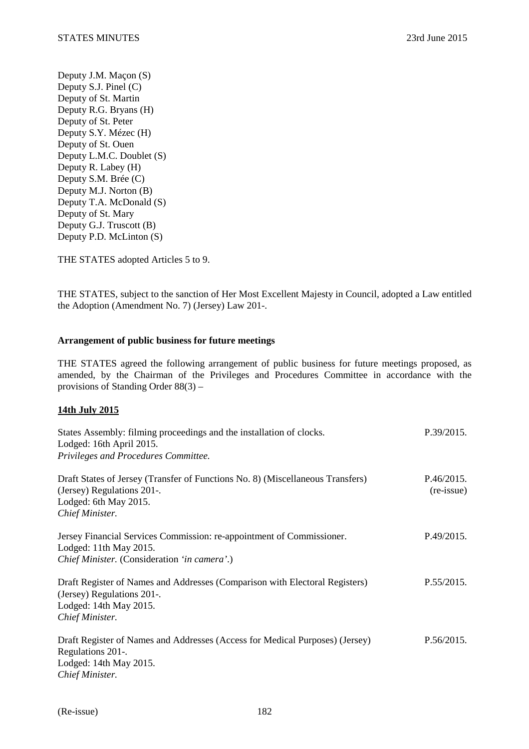Deputy J.M. Maçon (S)
Deputy S.J. Pinel (C)
Deputy of St. Martin
Deputy R.G. Bryans (H)
Deputy of St. Peter
Deputy S.Y. Mézec (H)
Deputy of St. Ouen
Deputy L.M.C. Doublet (S)
Deputy R. Labey (H)
Deputy S.M. Brée (C)
Deputy M.J. Norton (B)
Deputy T.A. McDonald (S)
Deputy of St. Mary
Deputy G.J. Truscott (B)
Deputy P.D. McLinton (S)

THE STATES adopted Articles 5 to 9.

THE STATES, subject to the sanction of Her Most Excellent Majesty in Council, adopted a Law entitled the Adoption (Amendment No. 7) (Jersey) Law 201-.

**Arrangement of public business for future meetings**

THE STATES agreed the following arrangement of public business for future meetings proposed, as amended, by the Chairman of the Privileges and Procedures Committee in accordance with the provisions of Standing Order 88(3) –

**14th July 2015**

| | |
|---|---|
| States Assembly: filming proceedings and the installation of clocks.<br>Lodged: 16th April 2015.<br>*Privileges and Procedures Committee.* | P.39/2015. |
| Draft States of Jersey (Transfer of Functions No. 8) (Miscellaneous Transfers) (Jersey) Regulations 201-.<br>Lodged: 6th May 2015.<br>*Chief Minister.* | P.46/2015.<br>(re-issue) |
| Jersey Financial Services Commission: re-appointment of Commissioner.<br>Lodged: 11th May 2015.<br>*Chief Minister.* (Consideration *'in camera'*.) | P.49/2015. |
| Draft Register of Names and Addresses (Comparison with Electoral Registers) (Jersey) Regulations 201-.<br>Lodged: 14th May 2015.<br>*Chief Minister.* | P.55/2015. |
| Draft Register of Names and Addresses (Access for Medical Purposes) (Jersey) Regulations 201-.<br>Lodged: 14th May 2015.<br>*Chief Minister.* | P.56/2015. |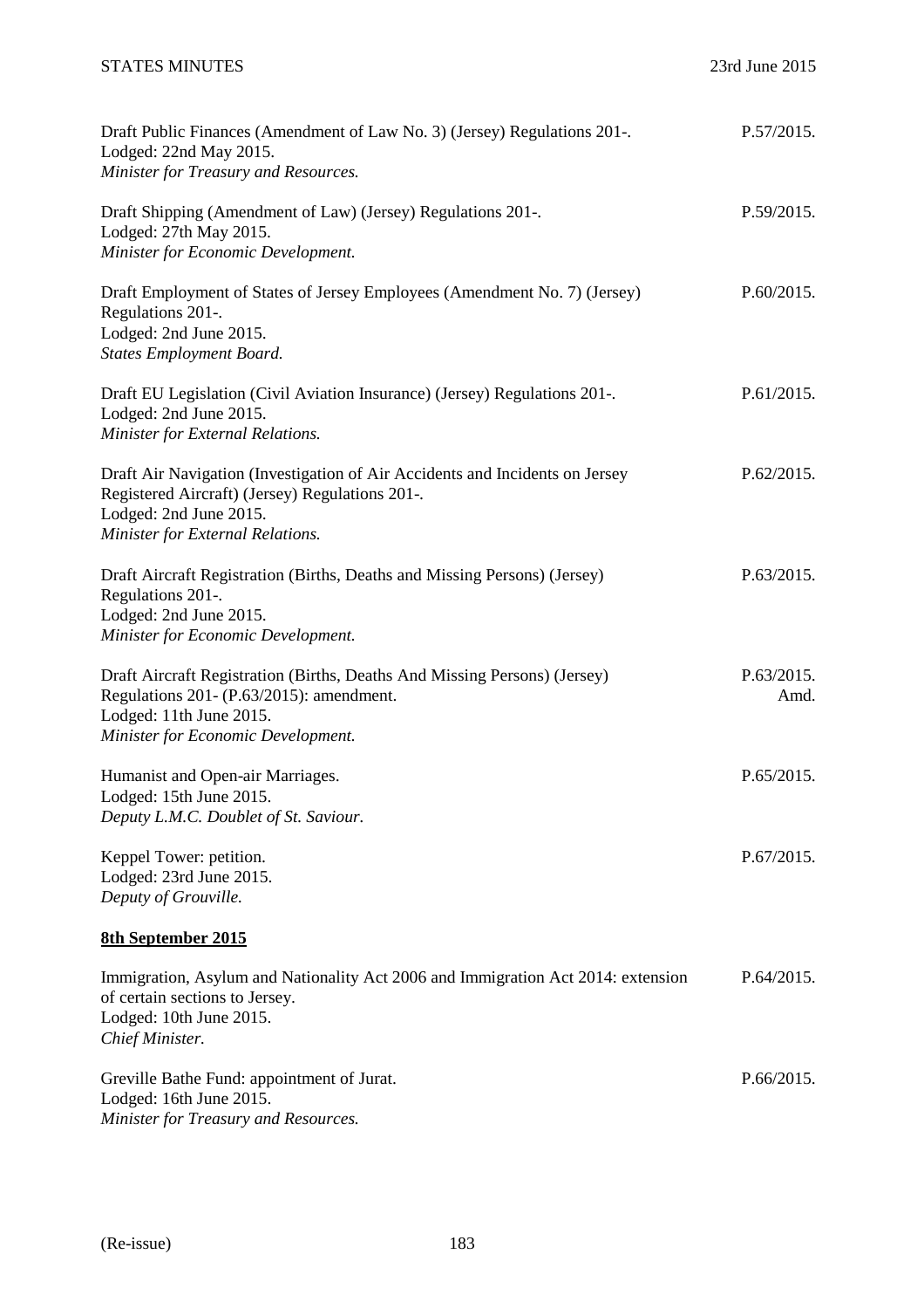Draft Public Finances (Amendment of Law No. 3) (Jersey) Regulations 201-. P.57/2015.
Lodged: 22nd May 2015.
*Minister for Treasury and Resources.*

Draft Shipping (Amendment of Law) (Jersey) Regulations 201-. P.59/2015.
Lodged: 27th May 2015.
*Minister for Economic Development.*

Draft Employment of States of Jersey Employees (Amendment No. 7) (Jersey) Regulations 201-. P.60/2015.
Lodged: 2nd June 2015.
*States Employment Board.*

Draft EU Legislation (Civil Aviation Insurance) (Jersey) Regulations 201-. P.61/2015.
Lodged: 2nd June 2015.
*Minister for External Relations.*

Draft Air Navigation (Investigation of Air Accidents and Incidents on Jersey Registered Aircraft) (Jersey) Regulations 201-. P.62/2015.
Lodged: 2nd June 2015.
*Minister for External Relations.*

Draft Aircraft Registration (Births, Deaths and Missing Persons) (Jersey) Regulations 201-. P.63/2015.
Lodged: 2nd June 2015.
*Minister for Economic Development.*

Draft Aircraft Registration (Births, Deaths And Missing Persons) (Jersey) Regulations 201- (P.63/2015): amendment. P.63/2015. Amd.
Lodged: 11th June 2015.
*Minister for Economic Development.*

Humanist and Open-air Marriages. P.65/2015.
Lodged: 15th June 2015.
*Deputy L.M.C. Doublet of St. Saviour.*

Keppel Tower: petition. P.67/2015.
Lodged: 23rd June 2015.
*Deputy of Grouville.*

**8th September 2015**

Immigration, Asylum and Nationality Act 2006 and Immigration Act 2014: extension of certain sections to Jersey. P.64/2015.
Lodged: 10th June 2015.
*Chief Minister.*

Greville Bathe Fund: appointment of Jurat. P.66/2015.
Lodged: 16th June 2015.
*Minister for Treasury and Resources.*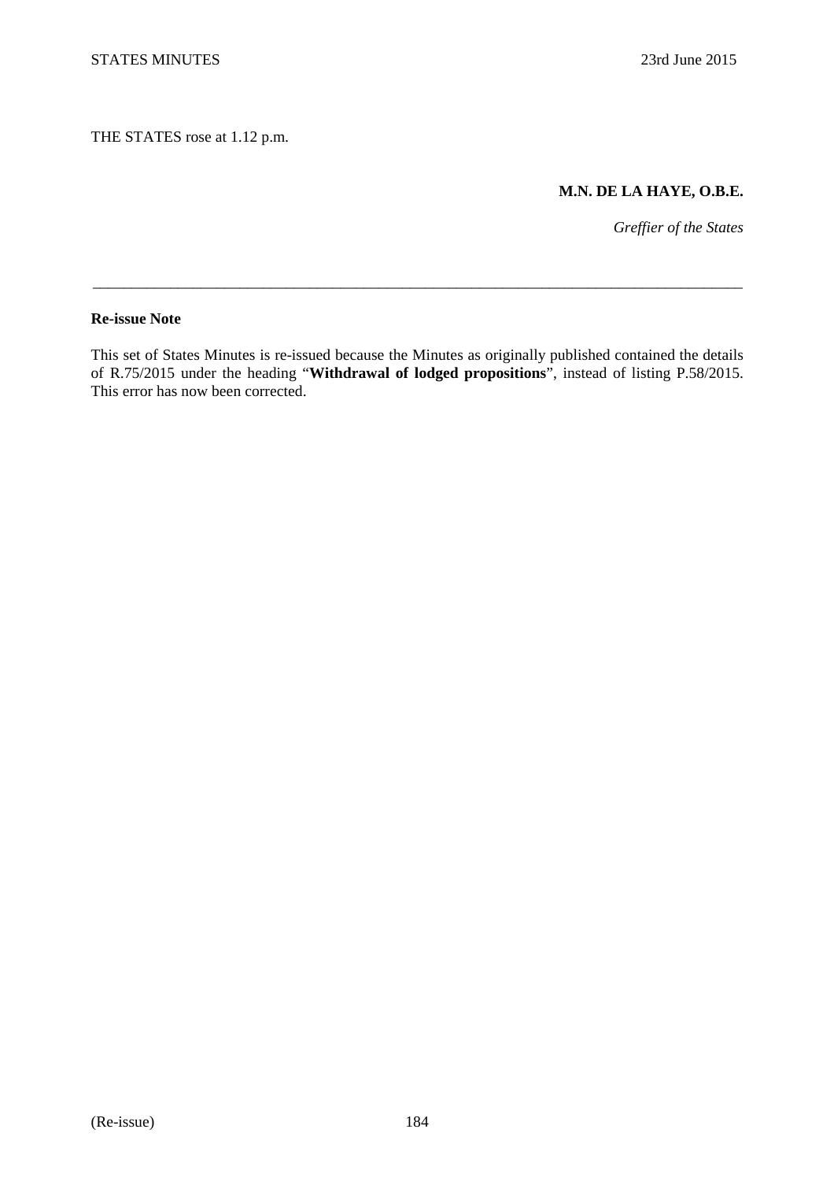THE STATES rose at 1.12 p.m.

**M.N. DE LA HAYE, O.B.E.**

*Greffier of the States*

---

**Re-issue Note**

This set of States Minutes is re-issued because the Minutes as originally published contained the details of R.75/2015 under the heading "**Withdrawal of lodged propositions**", instead of listing P.58/2015. This error has now been corrected.